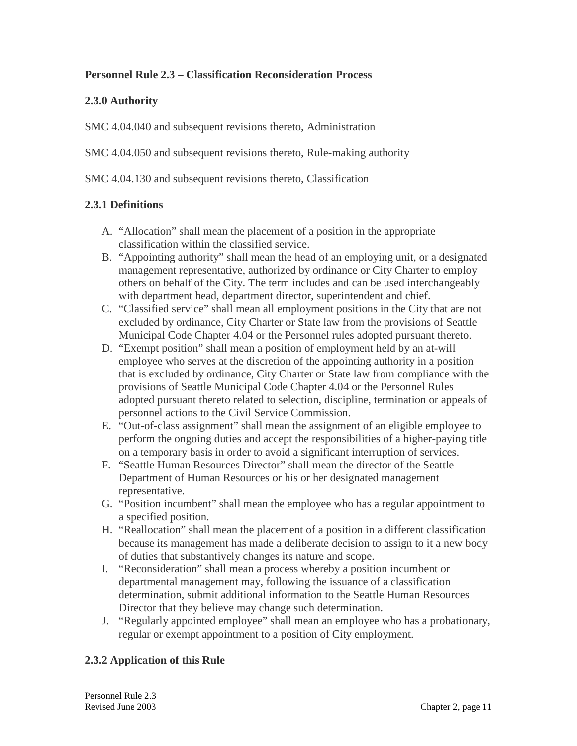# Personnel Rule 2.3 – Classification Reconsideration Process

## 2.3.0 Authority

SMC 4.04.040 and subsequent revisions thereto, Administration

SMC 4.04.050 and subsequent revisions thereto, Rule-making authority

SMC 4.04.130 and subsequent revisions thereto, Classification

## 2.3.1 Definitions

A. "Allocation" shall mean the placement of a position in the appropriate classification within the classified service.

B. "Appointing authority" shall mean the head of an employing unit, or a designated management representative, authorized by ordinance or City Charter to employ others on behalf of the City. The term includes and can be used interchangeably with department head, department director, superintendent and chief.

C. "Classified service" shall mean all employment positions in the City that are not excluded by ordinance, City Charter or State law from the provisions of Seattle Municipal Code Chapter 4.04 or the Personnel rules adopted pursuant thereto.

D. "Exempt position" shall mean a position of employment held by an at-will employee who serves at the discretion of the appointing authority in a position that is excluded by ordinance, City Charter or State law from compliance with the provisions of Seattle Municipal Code Chapter 4.04 or the Personnel Rules adopted pursuant thereto related to selection, discipline, termination or appeals of personnel actions to the Civil Service Commission.

E. "Out-of-class assignment" shall mean the assignment of an eligible employee to perform the ongoing duties and accept the responsibilities of a higher-paying title on a temporary basis in order to avoid a significant interruption of services.

F. "Seattle Human Resources Director" shall mean the director of the Seattle Department of Human Resources or his or her designated management representative.

G. "Position incumbent" shall mean the employee who has a regular appointment to a specified position.

H. "Reallocation" shall mean the placement of a position in a different classification because its management has made a deliberate decision to assign to it a new body of duties that substantively changes its nature and scope.

I. "Reconsideration" shall mean a process whereby a position incumbent or departmental management may, following the issuance of a classification determination, submit additional information to the Seattle Human Resources Director that they believe may change such determination.

J. "Regularly appointed employee" shall mean an employee who has a probationary, regular or exempt appointment to a position of City employment.

## 2.3.2 Application of this Rule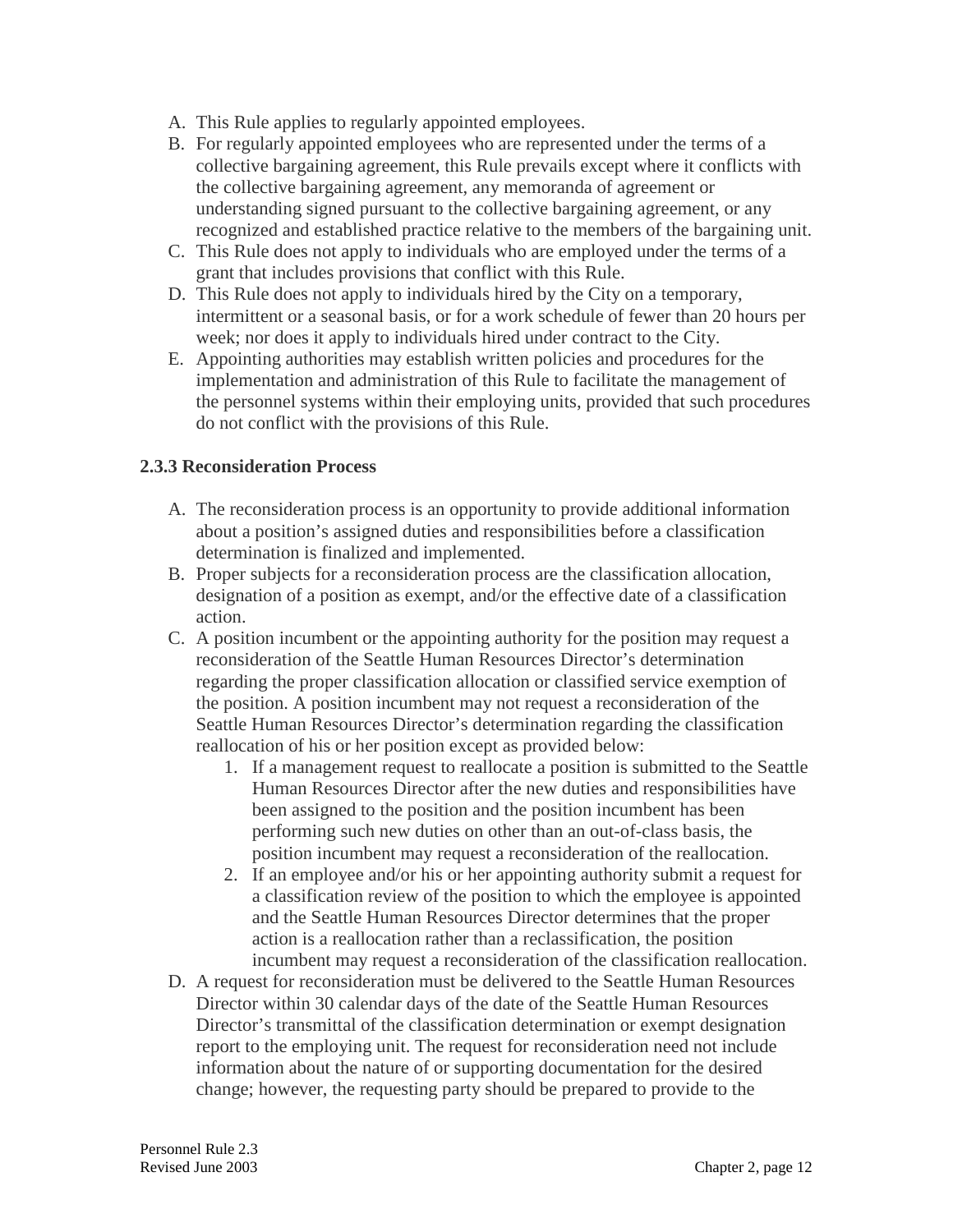A. This Rule applies to regularly appointed employees.
B. For regularly appointed employees who are represented under the terms of a collective bargaining agreement, this Rule prevails except where it conflicts with the collective bargaining agreement, any memoranda of agreement or understanding signed pursuant to the collective bargaining agreement, or any recognized and established practice relative to the members of the bargaining unit.
C. This Rule does not apply to individuals who are employed under the terms of a grant that includes provisions that conflict with this Rule.
D. This Rule does not apply to individuals hired by the City on a temporary, intermittent or a seasonal basis, or for a work schedule of fewer than 20 hours per week; nor does it apply to individuals hired under contract to the City.
E. Appointing authorities may establish written policies and procedures for the implementation and administration of this Rule to facilitate the management of the personnel systems within their employing units, provided that such procedures do not conflict with the provisions of this Rule.

### 2.3.3 Reconsideration Process

A. The reconsideration process is an opportunity to provide additional information about a position's assigned duties and responsibilities before a classification determination is finalized and implemented.
B. Proper subjects for a reconsideration process are the classification allocation, designation of a position as exempt, and/or the effective date of a classification action.
C. A position incumbent or the appointing authority for the position may request a reconsideration of the Seattle Human Resources Director's determination regarding the proper classification allocation or classified service exemption of the position. A position incumbent may not request a reconsideration of the Seattle Human Resources Director's determination regarding the classification reallocation of his or her position except as provided below:
   1. If a management request to reallocate a position is submitted to the Seattle Human Resources Director after the new duties and responsibilities have been assigned to the position and the position incumbent has been performing such new duties on other than an out-of-class basis, the position incumbent may request a reconsideration of the reallocation.
   2. If an employee and/or his or her appointing authority submit a request for a classification review of the position to which the employee is appointed and the Seattle Human Resources Director determines that the proper action is a reallocation rather than a reclassification, the position incumbent may request a reconsideration of the classification reallocation.
D. A request for reconsideration must be delivered to the Seattle Human Resources Director within 30 calendar days of the date of the Seattle Human Resources Director's transmittal of the classification determination or exempt designation report to the employing unit. The request for reconsideration need not include information about the nature of or supporting documentation for the desired change; however, the requesting party should be prepared to provide to the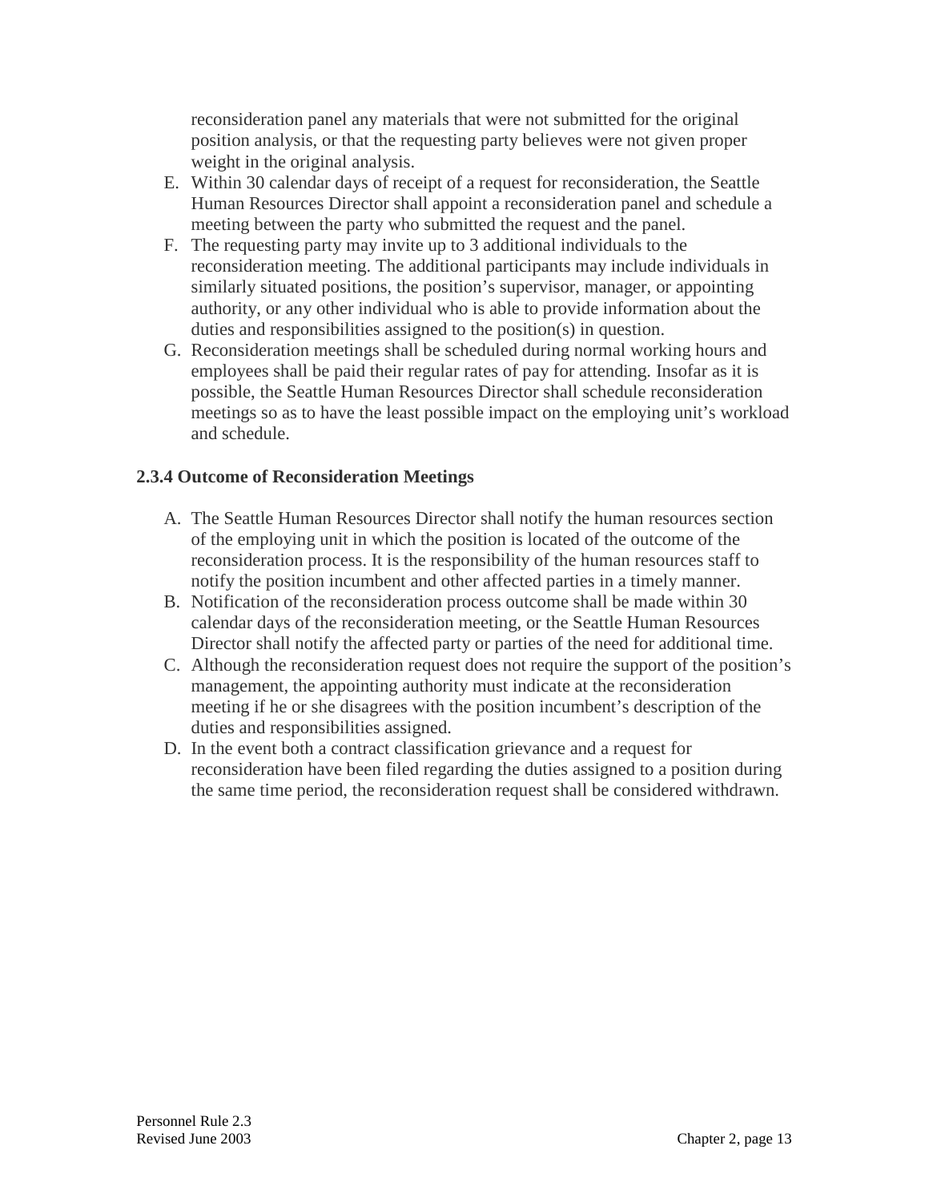reconsideration panel any materials that were not submitted for the original position analysis, or that the requesting party believes were not given proper weight in the original analysis.

E. Within 30 calendar days of receipt of a request for reconsideration, the Seattle Human Resources Director shall appoint a reconsideration panel and schedule a meeting between the party who submitted the request and the panel.

F. The requesting party may invite up to 3 additional individuals to the reconsideration meeting. The additional participants may include individuals in similarly situated positions, the position's supervisor, manager, or appointing authority, or any other individual who is able to provide information about the duties and responsibilities assigned to the position(s) in question.

G. Reconsideration meetings shall be scheduled during normal working hours and employees shall be paid their regular rates of pay for attending. Insofar as it is possible, the Seattle Human Resources Director shall schedule reconsideration meetings so as to have the least possible impact on the employing unit's workload and schedule.

### 2.3.4 Outcome of Reconsideration Meetings

A. The Seattle Human Resources Director shall notify the human resources section of the employing unit in which the position is located of the outcome of the reconsideration process. It is the responsibility of the human resources staff to notify the position incumbent and other affected parties in a timely manner.

B. Notification of the reconsideration process outcome shall be made within 30 calendar days of the reconsideration meeting, or the Seattle Human Resources Director shall notify the affected party or parties of the need for additional time.

C. Although the reconsideration request does not require the support of the position's management, the appointing authority must indicate at the reconsideration meeting if he or she disagrees with the position incumbent's description of the duties and responsibilities assigned.

D. In the event both a contract classification grievance and a request for reconsideration have been filed regarding the duties assigned to a position during the same time period, the reconsideration request shall be considered withdrawn.